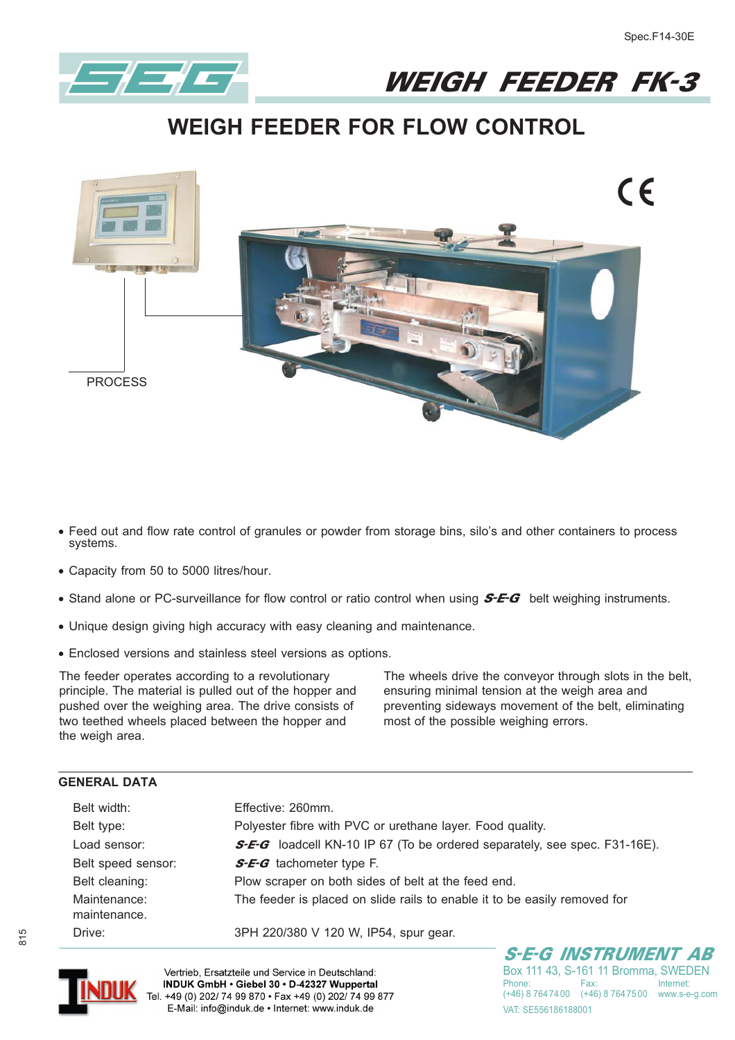Spec.F14-30E

# WEIGH FEEDER FK-3

## WEIGH FEEDER FOR FLOW CONTROL

PROCESS

- Feed out and flow rate control of granules or powder from storage bins, silo's and other containers to process systems.
- Capacity from 50 to 5000 litres/hour.
- Stand alone or PC-surveillance for flow control or ratio control when using ***S-E-G*** belt weighing instruments.
- Unique design giving high accuracy with easy cleaning and maintenance.
- Enclosed versions and stainless steel versions as options.

The feeder operates according to a revolutionary principle. The material is pulled out of the hopper and pushed over the weighing area. The drive consists of two teethed wheels placed between the hopper and the weigh area.

The wheels drive the conveyor through slots in the belt, ensuring minimal tension at the weigh area and preventing sideways movement of the belt, eliminating most of the possible weighing errors.

### GENERAL DATA

| | |
|---|---|
| Belt width: | Effective: 260mm. |
| Belt type: | Polyester fibre with PVC or urethane layer. Food quality. |
| Load sensor: | ***S-E-G*** loadcell KN-10 IP 67 (To be ordered separately, see spec. F31-16E). |
| Belt speed sensor: | ***S-E-G*** tachometer type F. |
| Belt cleaning: | Plow scraper on both sides of belt at the feed end. |
| Maintenance: | The feeder is placed on slide rails to enable it to be easily removed for maintenance. |
| Drive: | 3PH 220/380 V 120 W, IP54, spur gear. |

Vertrieb, Ersatzteile und Service in Deutschland:
**INDUK GmbH • Giebel 30 • D-42327 Wuppertal**
Tel. +49 (0) 202/ 74 99 870 • Fax +49 (0) 202/ 74 99 877
E-Mail: info@induk.de • Internet: www.induk.de

**S-E-G INSTRUMENT AB**
Box 111 43, S-161 11 Bromma, SWEDEN
Phone: (+46) 8 764 74 00 Fax: (+46) 8 764 75 00 Internet: www.s-e-g.com
VAT: SE556186188001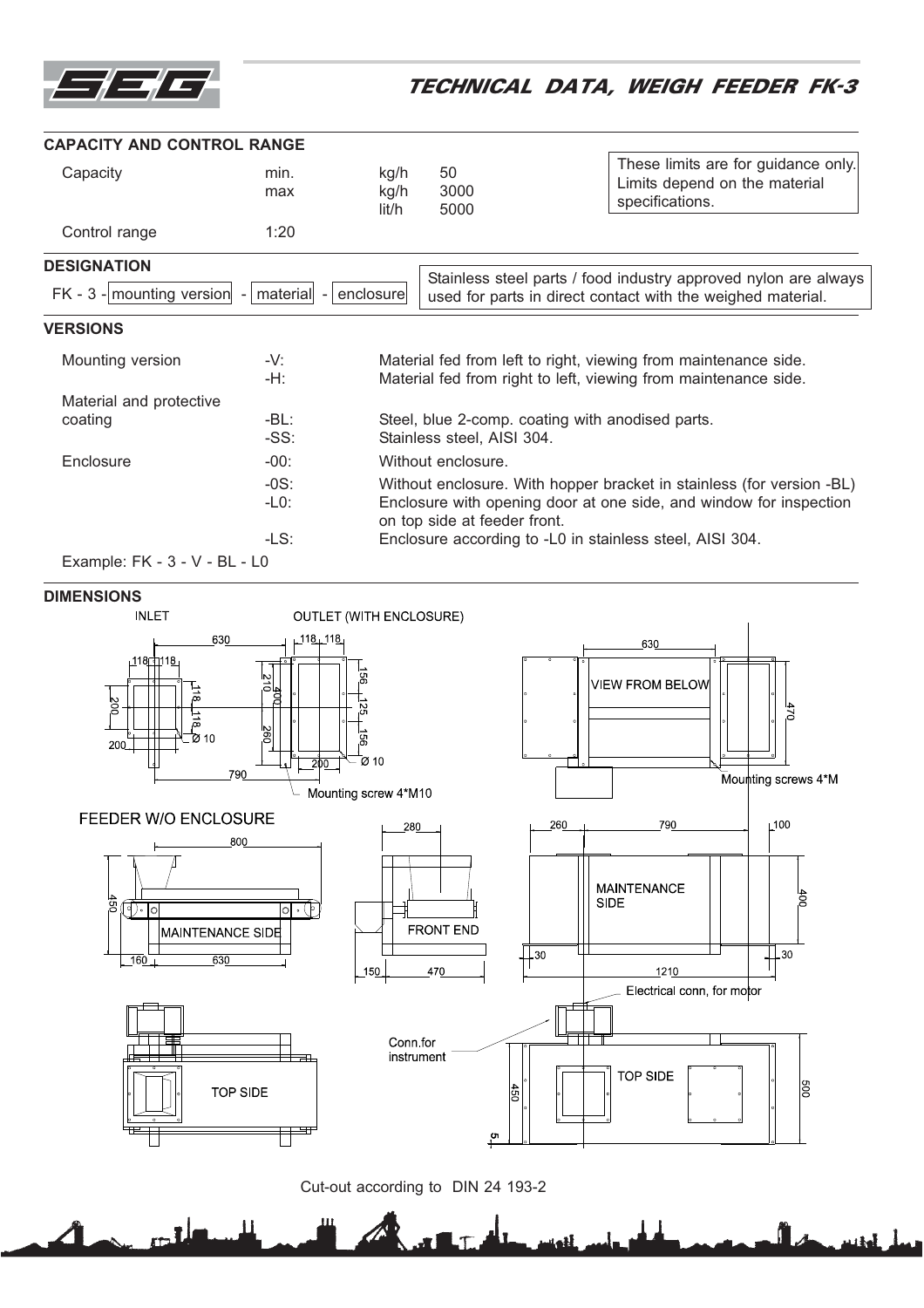# TECHNICAL DATA, WEIGH FEEDER FK-3

## CAPACITY AND CONTROL RANGE

| | | | | |
|---|---|---|---|---|
| Capacity | min. | kg/h | 50 | These limits are for guidance only. Limits depend on the material specifications. |
| | max | kg/h | 3000 | |
| | | lit/h | 5000 | |
| Control range | 1:20 | | | |

## DESIGNATION

FK - 3 - mounting version - material - enclosure

Stainless steel parts / food industry approved nylon are always used for parts in direct contact with the weighed material.

## VERSIONS

| | | |
|---|---|---|
| Mounting version | -V: | Material fed from left to right, viewing from maintenance side. |
| | -H: | Material fed from right to left, viewing from maintenance side. |
| Material and protective coating | -BL: | Steel, blue 2-comp. coating with anodised parts. |
| | -SS: | Stainless steel, AISI 304. |
| Enclosure | -00: | Without enclosure. |
| | -0S: | Without enclosure. With hopper bracket in stainless (for version -BL) |
| | -L0: | Enclosure with opening door at one side, and window for inspection on top side at feeder front. |
| | -LS: | Enclosure according to -L0 in stainless steel, AISI 304. |

Example: FK - 3 - V - BL - L0

## DIMENSIONS

INLET

630
118 118
118 118
200
200
Ø 10
790

OUTLET (WITH ENCLOSURE)

118 118
210
400
260
156
125
156
200
Ø 10
Mounting screw 4*M10

VIEW FROM BELOW

630
470
Mounting screws 4*M

FEEDER W/O ENCLOSURE

800
450
MAINTENANCE SIDE
160
630

280
FRONT END
150
470

260
790
100
MAINTENANCE SIDE
400
30
30
1210
Electrical conn, for motor

TOP SIDE

Conn.for instrument

TOP SIDE
450
500
5

Cut-out according to DIN 24 193-2